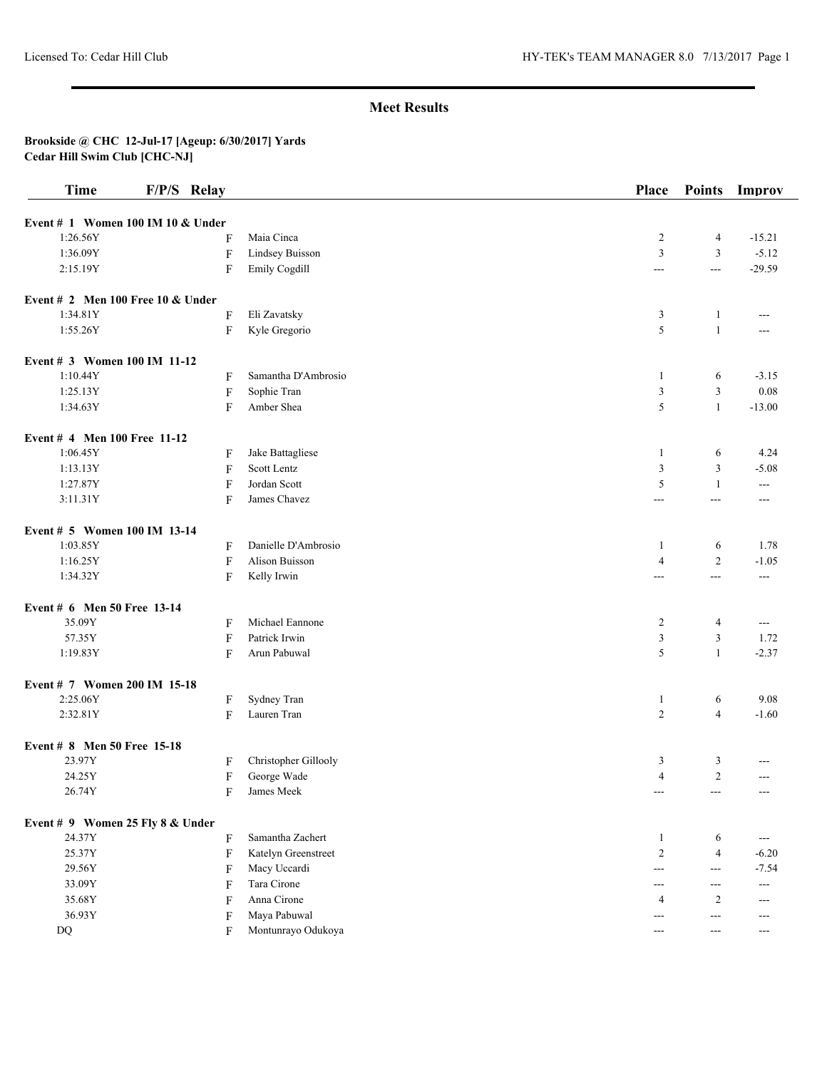# Meet Results

**Brookside @ CHC 12-Jul-17 [Ageup: 6/30/2017] Yards**
**Cedar Hill Swim Club [CHC-NJ]**

| Time | F/P/S | Relay | Place | Points | Improv |
|---|---|---|---|---|---|
| **Event # 1 Women 100 IM 10 & Under** | | | | | |
| 1:26.56Y | F | Maia Cinca | 2 | 4 | -15.21 |
| 1:36.09Y | F | Lindsey Buisson | 3 | 3 | -5.12 |
| 2:15.19Y | F | Emily Cogdill | --- | --- | -29.59 |
| **Event # 2 Men 100 Free 10 & Under** | | | | | |
| 1:34.81Y | F | Eli Zavatsky | 3 | 1 | --- |
| 1:55.26Y | F | Kyle Gregorio | 5 | 1 | --- |
| **Event # 3 Women 100 IM 11-12** | | | | | |
| 1:10.44Y | F | Samantha D'Ambrosio | 1 | 6 | -3.15 |
| 1:25.13Y | F | Sophie Tran | 3 | 3 | 0.08 |
| 1:34.63Y | F | Amber Shea | 5 | 1 | -13.00 |
| **Event # 4 Men 100 Free 11-12** | | | | | |
| 1:06.45Y | F | Jake Battagliese | 1 | 6 | 4.24 |
| 1:13.13Y | F | Scott Lentz | 3 | 3 | -5.08 |
| 1:27.87Y | F | Jordan Scott | 5 | 1 | --- |
| 3:11.31Y | F | James Chavez | --- | --- | --- |
| **Event # 5 Women 100 IM 13-14** | | | | | |
| 1:03.85Y | F | Danielle D'Ambrosio | 1 | 6 | 1.78 |
| 1:16.25Y | F | Alison Buisson | 4 | 2 | -1.05 |
| 1:34.32Y | F | Kelly Irwin | --- | --- | --- |
| **Event # 6 Men 50 Free 13-14** | | | | | |
| 35.09Y | F | Michael Eannone | 2 | 4 | --- |
| 57.35Y | F | Patrick Irwin | 3 | 3 | 1.72 |
| 1:19.83Y | F | Arun Pabuwal | 5 | 1 | -2.37 |
| **Event # 7 Women 200 IM 15-18** | | | | | |
| 2:25.06Y | F | Sydney Tran | 1 | 6 | 9.08 |
| 2:32.81Y | F | Lauren Tran | 2 | 4 | -1.60 |
| **Event # 8 Men 50 Free 15-18** | | | | | |
| 23.97Y | F | Christopher Gillooly | 3 | 3 | --- |
| 24.25Y | F | George Wade | 4 | 2 | --- |
| 26.74Y | F | James Meek | --- | --- | --- |
| **Event # 9 Women 25 Fly 8 & Under** | | | | | |
| 24.37Y | F | Samantha Zachert | 1 | 6 | --- |
| 25.37Y | F | Katelyn Greenstreet | 2 | 4 | -6.20 |
| 29.56Y | F | Macy Uccardi | --- | --- | -7.54 |
| 33.09Y | F | Tara Cirone | --- | --- | --- |
| 35.68Y | F | Anna Cirone | 4 | 2 | --- |
| 36.93Y | F | Maya Pabuwal | --- | --- | --- |
| DQ | F | Montunrayo Odukoya | --- | --- | --- |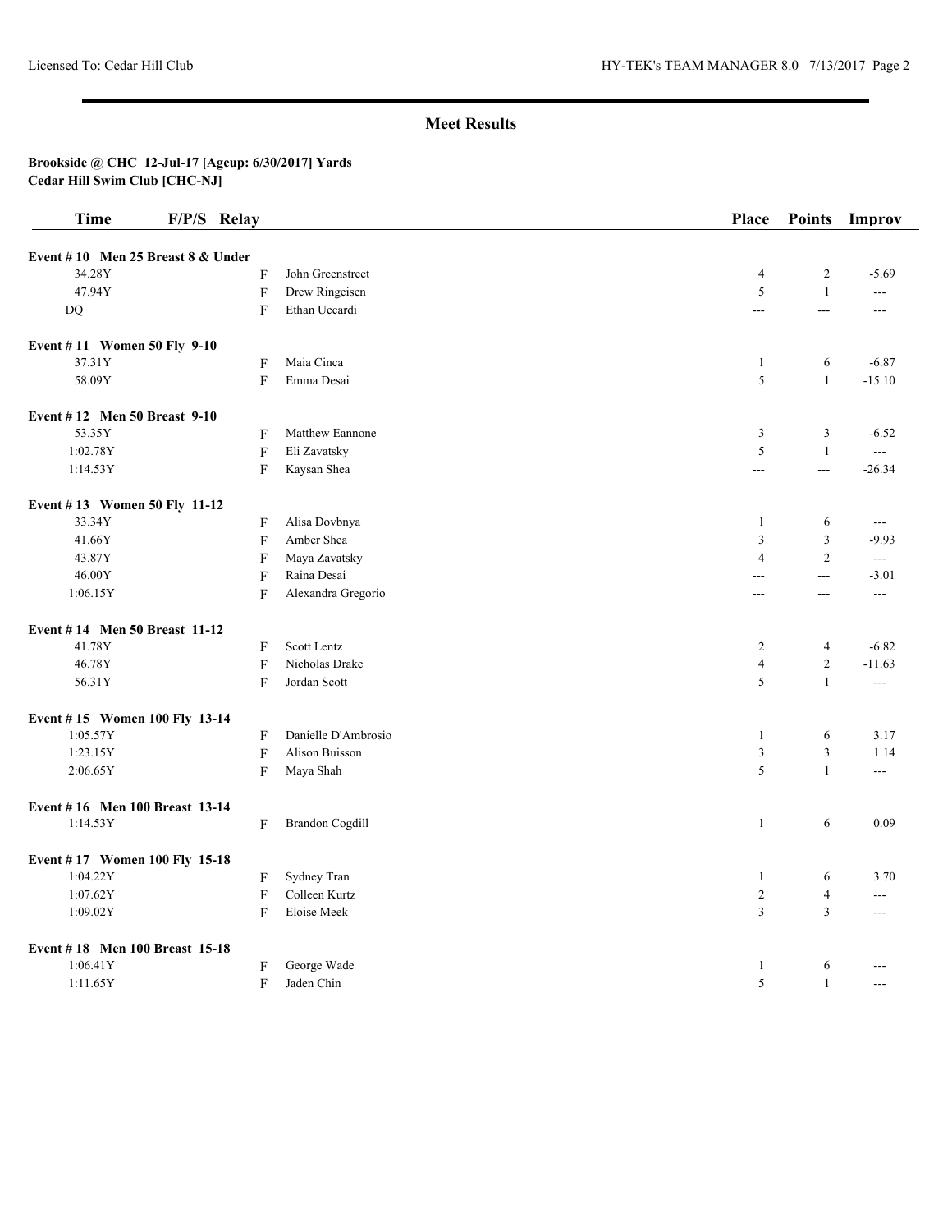## Meet Results

**Brookside @ CHC 12-Jul-17 [Ageup: 6/30/2017] Yards**
**Cedar Hill Swim Club [CHC-NJ]**

| Time | F/P/S | Relay | Place | Points | Improv |
|---|---|---|---|---|---|
| **Event # 10 Men 25 Breast 8 & Under** | | | | | |
| 34.28Y | F | John Greenstreet | 4 | 2 | -5.69 |
| 47.94Y | F | Drew Ringeisen | 5 | 1 | --- |
| DQ | F | Ethan Uccardi | --- | --- | --- |
| **Event # 11 Women 50 Fly 9-10** | | | | | |
| 37.31Y | F | Maia Cinca | 1 | 6 | -6.87 |
| 58.09Y | F | Emma Desai | 5 | 1 | -15.10 |
| **Event # 12 Men 50 Breast 9-10** | | | | | |
| 53.35Y | F | Matthew Eannone | 3 | 3 | -6.52 |
| 1:02.78Y | F | Eli Zavatsky | 5 | 1 | --- |
| 1:14.53Y | F | Kaysan Shea | --- | --- | -26.34 |
| **Event # 13 Women 50 Fly 11-12** | | | | | |
| 33.34Y | F | Alisa Dovbnya | 1 | 6 | --- |
| 41.66Y | F | Amber Shea | 3 | 3 | -9.93 |
| 43.87Y | F | Maya Zavatsky | 4 | 2 | --- |
| 46.00Y | F | Raina Desai | --- | --- | -3.01 |
| 1:06.15Y | F | Alexandra Gregorio | --- | --- | --- |
| **Event # 14 Men 50 Breast 11-12** | | | | | |
| 41.78Y | F | Scott Lentz | 2 | 4 | -6.82 |
| 46.78Y | F | Nicholas Drake | 4 | 2 | -11.63 |
| 56.31Y | F | Jordan Scott | 5 | 1 | --- |
| **Event # 15 Women 100 Fly 13-14** | | | | | |
| 1:05.57Y | F | Danielle D'Ambrosio | 1 | 6 | 3.17 |
| 1:23.15Y | F | Alison Buisson | 3 | 3 | 1.14 |
| 2:06.65Y | F | Maya Shah | 5 | 1 | --- |
| **Event # 16 Men 100 Breast 13-14** | | | | | |
| 1:14.53Y | F | Brandon Cogdill | 1 | 6 | 0.09 |
| **Event # 17 Women 100 Fly 15-18** | | | | | |
| 1:04.22Y | F | Sydney Tran | 1 | 6 | 3.70 |
| 1:07.62Y | F | Colleen Kurtz | 2 | 4 | --- |
| 1:09.02Y | F | Eloise Meek | 3 | 3 | --- |
| **Event # 18 Men 100 Breast 15-18** | | | | | |
| 1:06.41Y | F | George Wade | 1 | 6 | --- |
| 1:11.65Y | F | Jaden Chin | 5 | 1 | --- |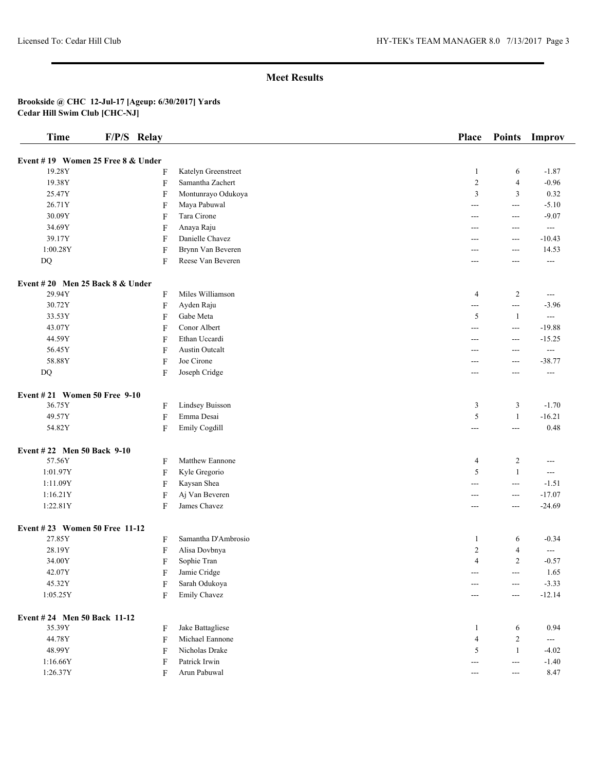## Meet Results

**Brookside @ CHC 12-Jul-17 [Ageup: 6/30/2017] Yards**
**Cedar Hill Swim Club [CHC-NJ]**

| Time | F/P/S | Relay | Place | Points | Improv |
|---|---|---|---|---|---|
| **Event # 19 Women 25 Free 8 & Under** | | | | | |
| 19.28Y | F | Katelyn Greenstreet | 1 | 6 | -1.87 |
| 19.38Y | F | Samantha Zachert | 2 | 4 | -0.96 |
| 25.47Y | F | Montunrayo Odukoya | 3 | 3 | 0.32 |
| 26.71Y | F | Maya Pabuwal | --- | --- | -5.10 |
| 30.09Y | F | Tara Cirone | --- | --- | -9.07 |
| 34.69Y | F | Anaya Raju | --- | --- | --- |
| 39.17Y | F | Danielle Chavez | --- | --- | -10.43 |
| 1:00.28Y | F | Brynn Van Beveren | --- | --- | 14.53 |
| DQ | F | Reese Van Beveren | --- | --- | --- |
| **Event # 20 Men 25 Back 8 & Under** | | | | | |
| 29.94Y | F | Miles Williamson | 4 | 2 | --- |
| 30.72Y | F | Ayden Raju | --- | --- | -3.96 |
| 33.53Y | F | Gabe Meta | 5 | 1 | --- |
| 43.07Y | F | Conor Albert | --- | --- | -19.88 |
| 44.59Y | F | Ethan Uccardi | --- | --- | -15.25 |
| 56.45Y | F | Austin Outcalt | --- | --- | --- |
| 58.88Y | F | Joe Cirone | --- | --- | -38.77 |
| DQ | F | Joseph Cridge | --- | --- | --- |
| **Event # 21 Women 50 Free 9-10** | | | | | |
| 36.75Y | F | Lindsey Buisson | 3 | 3 | -1.70 |
| 49.57Y | F | Emma Desai | 5 | 1 | -16.21 |
| 54.82Y | F | Emily Cogdill | --- | --- | 0.48 |
| **Event # 22 Men 50 Back 9-10** | | | | | |
| 57.56Y | F | Matthew Eannone | 4 | 2 | --- |
| 1:01.97Y | F | Kyle Gregorio | 5 | 1 | --- |
| 1:11.09Y | F | Kaysan Shea | --- | --- | -1.51 |
| 1:16.21Y | F | Aj Van Beveren | --- | --- | -17.07 |
| 1:22.81Y | F | James Chavez | --- | --- | -24.69 |
| **Event # 23 Women 50 Free 11-12** | | | | | |
| 27.85Y | F | Samantha D'Ambrosio | 1 | 6 | -0.34 |
| 28.19Y | F | Alisa Dovbnya | 2 | 4 | --- |
| 34.00Y | F | Sophie Tran | 4 | 2 | -0.57 |
| 42.07Y | F | Jamie Cridge | --- | --- | 1.65 |
| 45.32Y | F | Sarah Odukoya | --- | --- | -3.33 |
| 1:05.25Y | F | Emily Chavez | --- | --- | -12.14 |
| **Event # 24 Men 50 Back 11-12** | | | | | |
| 35.39Y | F | Jake Battagliese | 1 | 6 | 0.94 |
| 44.78Y | F | Michael Eannone | 4 | 2 | --- |
| 48.99Y | F | Nicholas Drake | 5 | 1 | -4.02 |
| 1:16.66Y | F | Patrick Irwin | --- | --- | -1.40 |
| 1:26.37Y | F | Arun Pabuwal | --- | --- | 8.47 |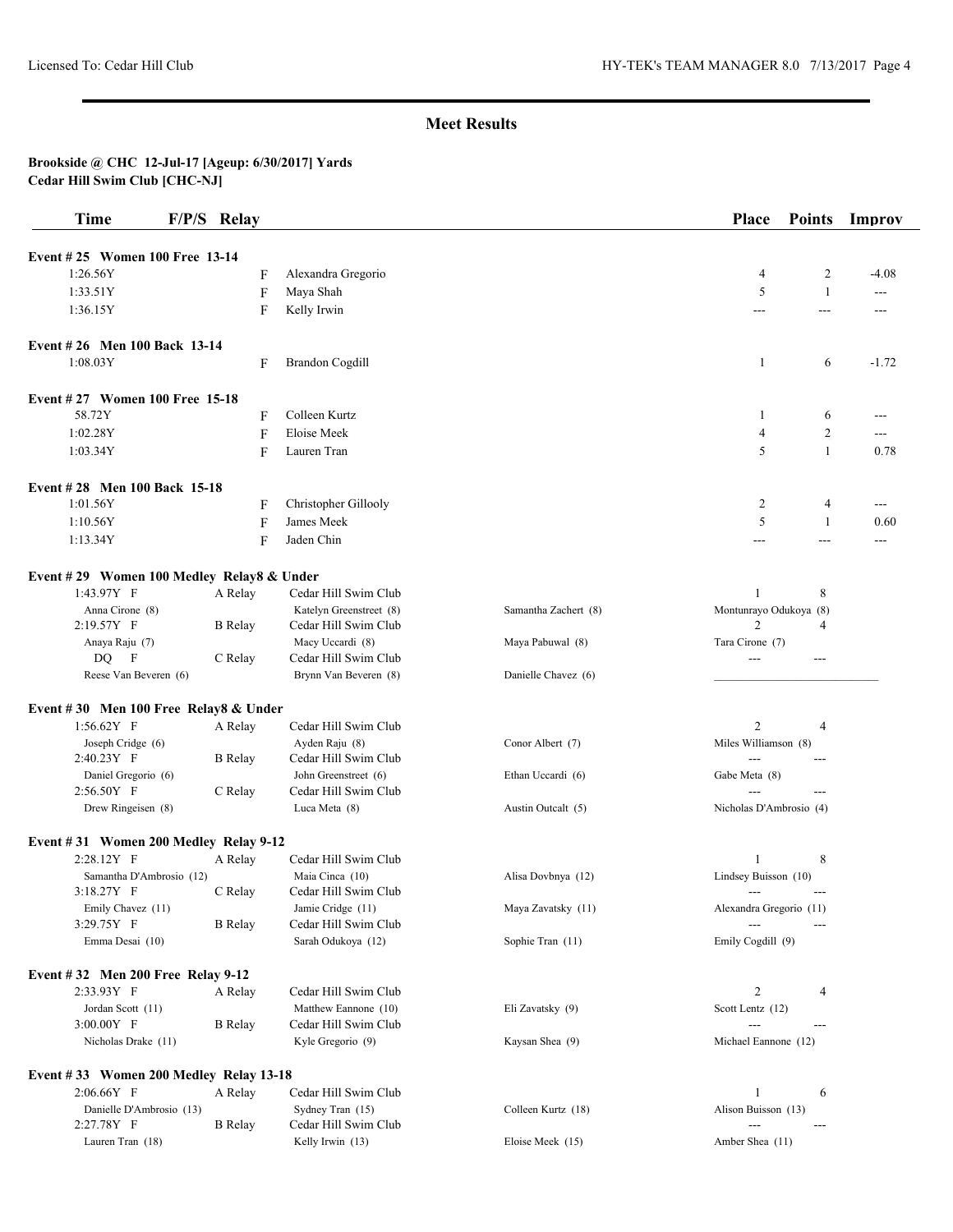## Meet Results

**Brookside @ CHC 12-Jul-17 [Ageup: 6/30/2017] Yards**
**Cedar Hill Swim Club [CHC-NJ]**

| Time | F/P/S | Relay | | | Place | Points | Improv |
|---|---|---|---|---|---|---|---|
| **Event # 25 Women 100 Free 13-14** | | | | | | | |
| 1:26.56Y | F | | Alexandra Gregorio | | 4 | 2 | -4.08 |
| 1:33.51Y | F | | Maya Shah | | 5 | 1 | --- |
| 1:36.15Y | F | | Kelly Irwin | | --- | --- | --- |
| **Event # 26 Men 100 Back 13-14** | | | | | | | |
| 1:08.03Y | F | | Brandon Cogdill | | 1 | 6 | -1.72 |
| **Event # 27 Women 100 Free 15-18** | | | | | | | |
| 58.72Y | F | | Colleen Kurtz | | 1 | 6 | --- |
| 1:02.28Y | F | | Eloise Meek | | 4 | 2 | --- |
| 1:03.34Y | F | | Lauren Tran | | 5 | 1 | 0.78 |
| **Event # 28 Men 100 Back 15-18** | | | | | | | |
| 1:01.56Y | F | | Christopher Gillooly | | 2 | 4 | --- |
| 1:10.56Y | F | | James Meek | | 5 | 1 | 0.60 |
| 1:13.34Y | F | | Jaden Chin | | --- | --- | --- |
| **Event # 29 Women 100 Medley Relay8 & Under** | | | | | | | |
| 1:43.97Y | F | A Relay | Cedar Hill Swim Club | | 1 | 8 | |
| Anna Cirone (8) | | | Katelyn Greenstreet (8) | Samantha Zachert (8) | Montunrayo Odukoya (8) | | |
| 2:19.57Y | F | B Relay | Cedar Hill Swim Club | | 2 | 4 | |
| Anaya Raju (7) | | | Macy Uccardi (8) | Maya Pabuwal (8) | Tara Cirone (7) | | |
| DQ | F | C Relay | Cedar Hill Swim Club | | --- | --- | |
| Reese Van Beveren (6) | | | Brynn Van Beveren (8) | Danielle Chavez (6) | | | |
| **Event # 30 Men 100 Free Relay8 & Under** | | | | | | | |
| 1:56.62Y | F | A Relay | Cedar Hill Swim Club | | 2 | 4 | |
| Joseph Cridge (6) | | | Ayden Raju (8) | Conor Albert (7) | Miles Williamson (8) | | |
| 2:40.23Y | F | B Relay | Cedar Hill Swim Club | | --- | --- | |
| Daniel Gregorio (6) | | | John Greenstreet (6) | Ethan Uccardi (6) | Gabe Meta (8) | | |
| 2:56.50Y | F | C Relay | Cedar Hill Swim Club | | --- | --- | |
| Drew Ringeisen (8) | | | Luca Meta (8) | Austin Outcalt (5) | Nicholas D'Ambrosio (4) | | |
| **Event # 31 Women 200 Medley Relay 9-12** | | | | | | | |
| 2:28.12Y | F | A Relay | Cedar Hill Swim Club | | 1 | 8 | |
| Samantha D'Ambrosio (12) | | | Maia Cinca (10) | Alisa Dovbnya (12) | Lindsey Buisson (10) | | |
| 3:18.27Y | F | C Relay | Cedar Hill Swim Club | | --- | --- | |
| Emily Chavez (11) | | | Jamie Cridge (11) | Maya Zavatsky (11) | Alexandra Gregorio (11) | | |
| 3:29.75Y | F | B Relay | Cedar Hill Swim Club | | --- | --- | |
| Emma Desai (10) | | | Sarah Odukoya (12) | Sophie Tran (11) | Emily Cogdill (9) | | |
| **Event # 32 Men 200 Free Relay 9-12** | | | | | | | |
| 2:33.93Y | F | A Relay | Cedar Hill Swim Club | | 2 | 4 | |
| Jordan Scott (11) | | | Matthew Eannone (10) | Eli Zavatsky (9) | Scott Lentz (12) | | |
| 3:00.00Y | F | B Relay | Cedar Hill Swim Club | | --- | --- | |
| Nicholas Drake (11) | | | Kyle Gregorio (9) | Kaysan Shea (9) | Michael Eannone (12) | | |
| **Event # 33 Women 200 Medley Relay 13-18** | | | | | | | |
| 2:06.66Y | F | A Relay | Cedar Hill Swim Club | | 1 | 6 | |
| Danielle D'Ambrosio (13) | | | Sydney Tran (15) | Colleen Kurtz (18) | Alison Buisson (13) | | |
| 2:27.78Y | F | B Relay | Cedar Hill Swim Club | | --- | --- | |
| Lauren Tran (18) | | | Kelly Irwin (13) | Eloise Meek (15) | Amber Shea (11) | | |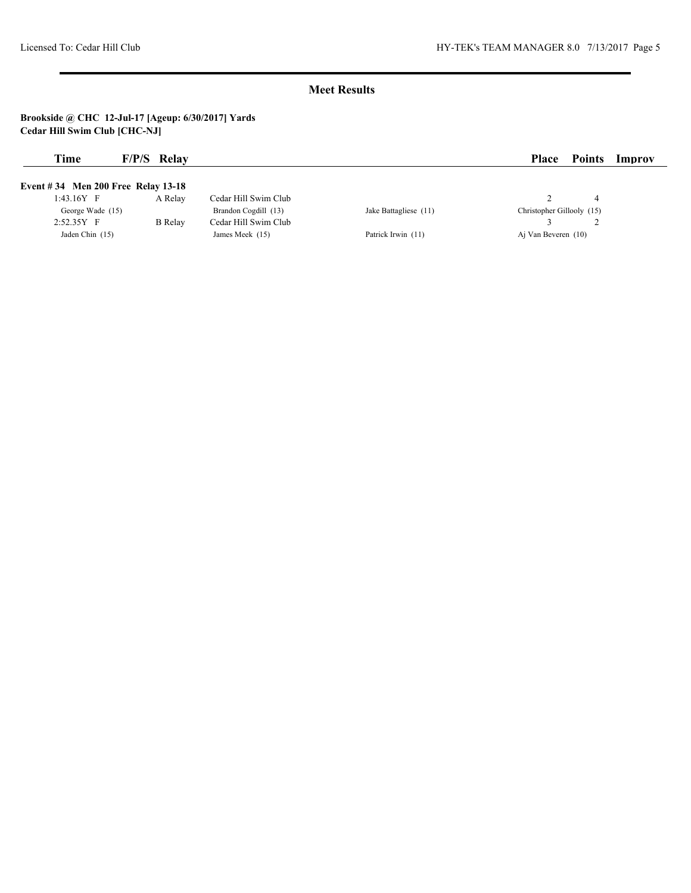## Meet Results

**Brookside @ CHC 12-Jul-17 [Ageup: 6/30/2017] Yards**
**Cedar Hill Swim Club [CHC-NJ]**

| Time | F/P/S | Relay | | | Place | Points | Improv |
|---|---|---|---|---|---|---|---|
| **Event # 34 Men 200 Free Relay 13-18** | | | | | | | |
| 1:43.16Y | F | A Relay | Cedar Hill Swim Club | | 2 | 4 | |
| George Wade (15) | | | Brandon Cogdill (13) | Jake Battagliese (11) | Christopher Gillooly (15) | | |
| 2:52.35Y | F | B Relay | Cedar Hill Swim Club | | 3 | 2 | |
| Jaden Chin (15) | | | James Meek (15) | Patrick Irwin (11) | Aj Van Beveren (10) | | |